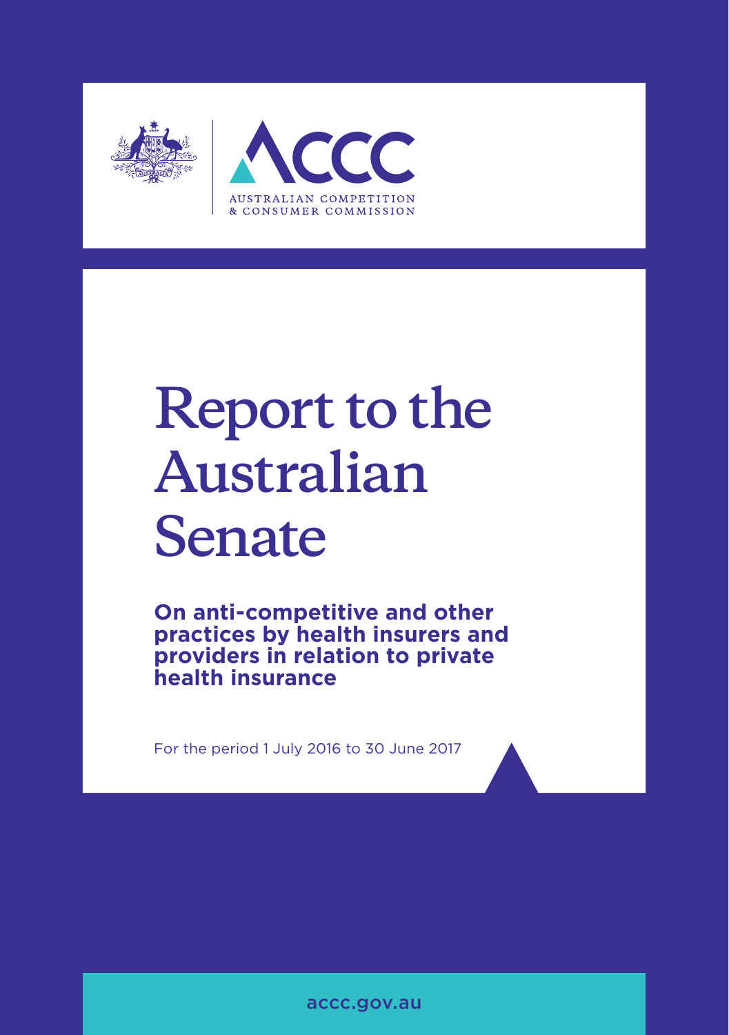ACCC

AUSTRALIAN COMPETITION & CONSUMER COMMISSION

# Report to the Australian Senate

**On anti-competitive and other practices by health insurers and providers in relation to private health insurance**

For the period 1 July 2016 to 30 June 2017

accc.gov.au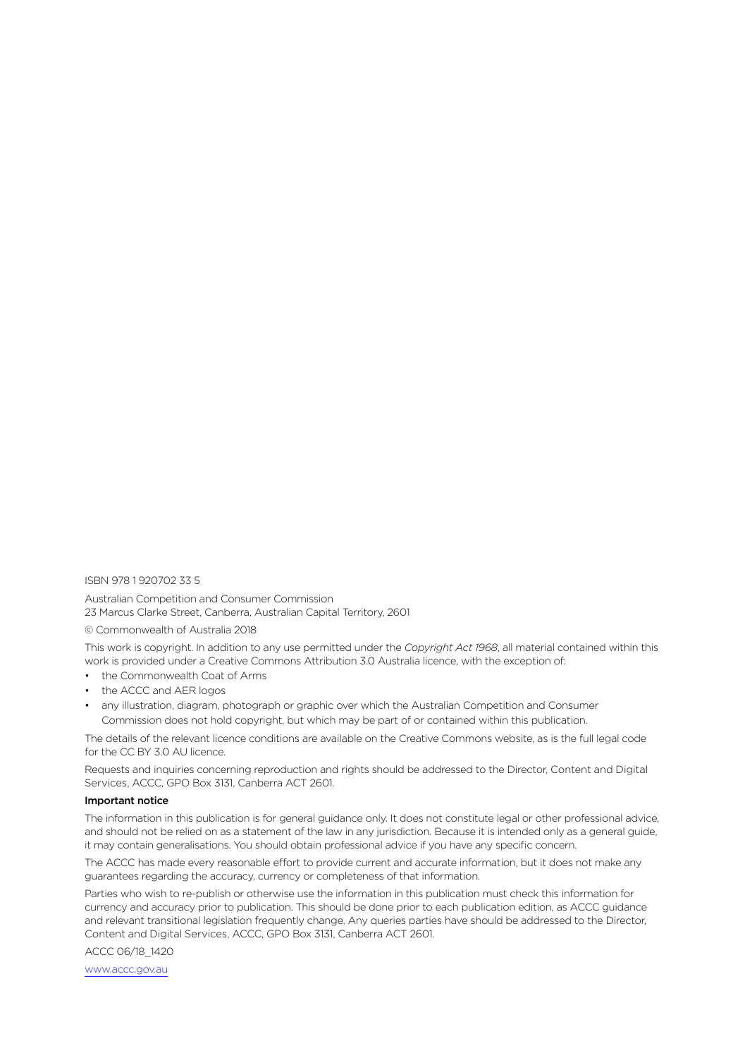ISBN 978 1 920702 33 5

Australian Competition and Consumer Commission
23 Marcus Clarke Street, Canberra, Australian Capital Territory, 2601

© Commonwealth of Australia 2018

This work is copyright. In addition to any use permitted under the *Copyright Act 1968*, all material contained within this work is provided under a Creative Commons Attribution 3.0 Australia licence, with the exception of:

- the Commonwealth Coat of Arms
- the ACCC and AER logos
- any illustration, diagram, photograph or graphic over which the Australian Competition and Consumer Commission does not hold copyright, but which may be part of or contained within this publication.

The details of the relevant licence conditions are available on the Creative Commons website, as is the full legal code for the CC BY 3.0 AU licence.

Requests and inquiries concerning reproduction and rights should be addressed to the Director, Content and Digital Services, ACCC, GPO Box 3131, Canberra ACT 2601.

**Important notice**

The information in this publication is for general guidance only. It does not constitute legal or other professional advice, and should not be relied on as a statement of the law in any jurisdiction. Because it is intended only as a general guide, it may contain generalisations. You should obtain professional advice if you have any specific concern.

The ACCC has made every reasonable effort to provide current and accurate information, but it does not make any guarantees regarding the accuracy, currency or completeness of that information.

Parties who wish to re-publish or otherwise use the information in this publication must check this information for currency and accuracy prior to publication. This should be done prior to each publication edition, as ACCC guidance and relevant transitional legislation frequently change. Any queries parties have should be addressed to the Director, Content and Digital Services, ACCC, GPO Box 3131, Canberra ACT 2601.

ACCC 06/18_1420

www.accc.gov.au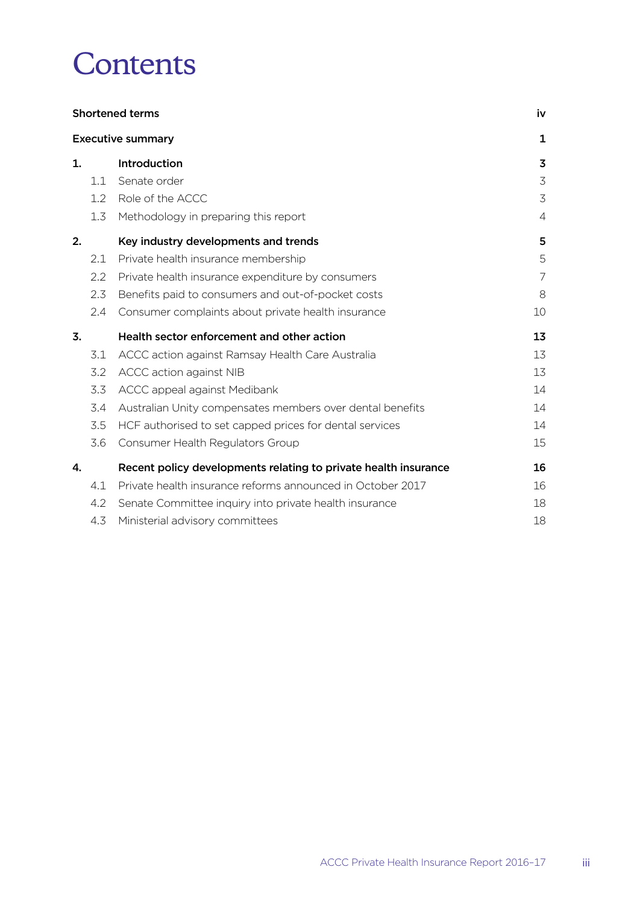# Contents

| | | |
|---|---|---|
| **Shortened terms** | | **iv** |
| **Executive summary** | | **1** |
| **1.** | **Introduction** | **3** |
| 1.1 | Senate order | 3 |
| 1.2 | Role of the ACCC | 3 |
| 1.3 | Methodology in preparing this report | 4 |
| **2.** | **Key industry developments and trends** | **5** |
| 2.1 | Private health insurance membership | 5 |
| 2.2 | Private health insurance expenditure by consumers | 7 |
| 2.3 | Benefits paid to consumers and out-of-pocket costs | 8 |
| 2.4 | Consumer complaints about private health insurance | 10 |
| **3.** | **Health sector enforcement and other action** | **13** |
| 3.1 | ACCC action against Ramsay Health Care Australia | 13 |
| 3.2 | ACCC action against NIB | 13 |
| 3.3 | ACCC appeal against Medibank | 14 |
| 3.4 | Australian Unity compensates members over dental benefits | 14 |
| 3.5 | HCF authorised to set capped prices for dental services | 14 |
| 3.6 | Consumer Health Regulators Group | 15 |
| **4.** | **Recent policy developments relating to private health insurance** | **16** |
| 4.1 | Private health insurance reforms announced in October 2017 | 16 |
| 4.2 | Senate Committee inquiry into private health insurance | 18 |
| 4.3 | Ministerial advisory committees | 18 |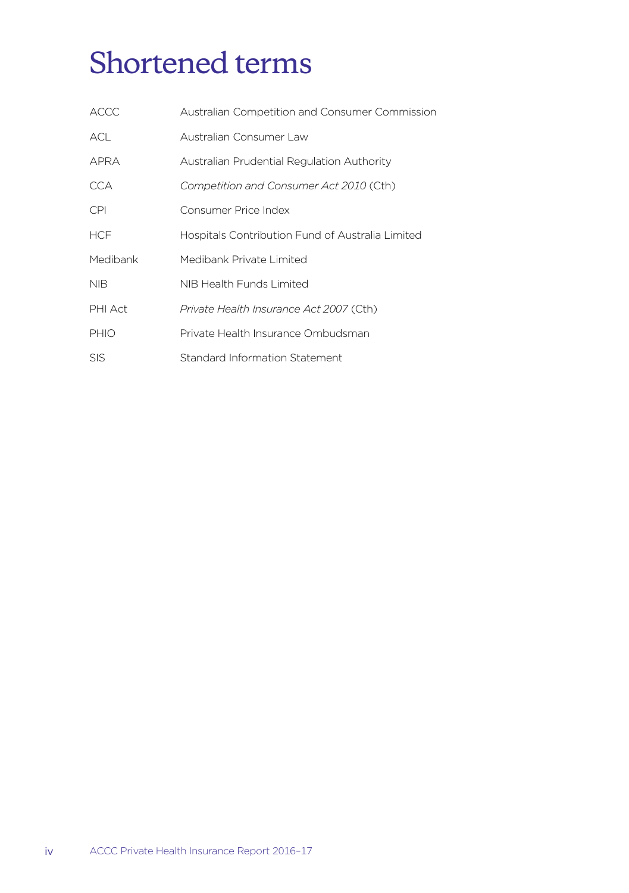# Shortened terms

| | |
|---|---|
| ACCC | Australian Competition and Consumer Commission |
| ACL | Australian Consumer Law |
| APRA | Australian Prudential Regulation Authority |
| CCA | *Competition and Consumer Act 2010* (Cth) |
| CPI | Consumer Price Index |
| HCF | Hospitals Contribution Fund of Australia Limited |
| Medibank | Medibank Private Limited |
| NIB | NIB Health Funds Limited |
| PHI Act | *Private Health Insurance Act 2007* (Cth) |
| PHIO | Private Health Insurance Ombudsman |
| SIS | Standard Information Statement |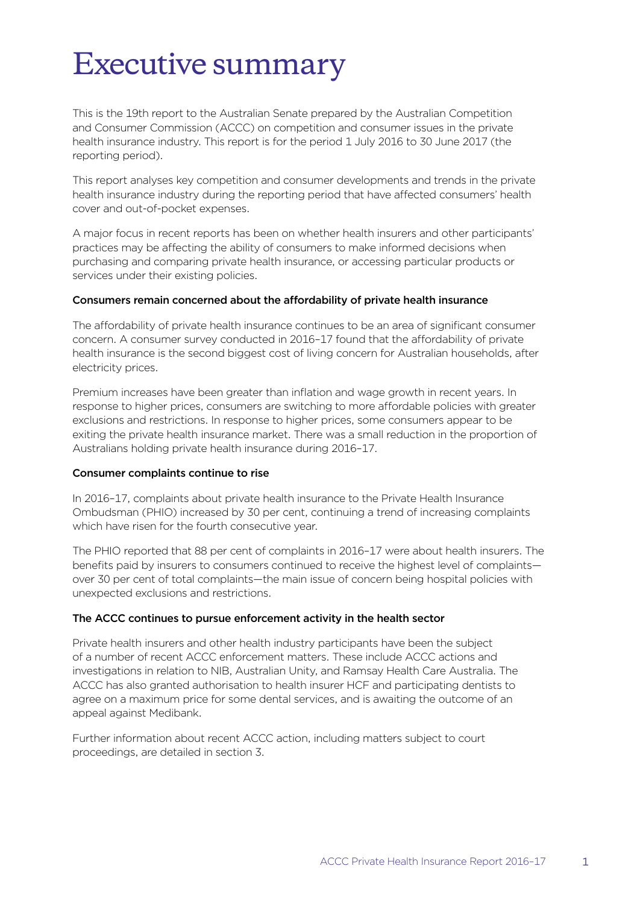# Executive summary

This is the 19th report to the Australian Senate prepared by the Australian Competition and Consumer Commission (ACCC) on competition and consumer issues in the private health insurance industry. This report is for the period 1 July 2016 to 30 June 2017 (the reporting period).

This report analyses key competition and consumer developments and trends in the private health insurance industry during the reporting period that have affected consumers' health cover and out-of-pocket expenses.

A major focus in recent reports has been on whether health insurers and other participants' practices may be affecting the ability of consumers to make informed decisions when purchasing and comparing private health insurance, or accessing particular products or services under their existing policies.

### Consumers remain concerned about the affordability of private health insurance

The affordability of private health insurance continues to be an area of significant consumer concern. A consumer survey conducted in 2016–17 found that the affordability of private health insurance is the second biggest cost of living concern for Australian households, after electricity prices.

Premium increases have been greater than inflation and wage growth in recent years. In response to higher prices, consumers are switching to more affordable policies with greater exclusions and restrictions. In response to higher prices, some consumers appear to be exiting the private health insurance market. There was a small reduction in the proportion of Australians holding private health insurance during 2016–17.

### Consumer complaints continue to rise

In 2016–17, complaints about private health insurance to the Private Health Insurance Ombudsman (PHIO) increased by 30 per cent, continuing a trend of increasing complaints which have risen for the fourth consecutive year.

The PHIO reported that 88 per cent of complaints in 2016–17 were about health insurers. The benefits paid by insurers to consumers continued to receive the highest level of complaints—over 30 per cent of total complaints—the main issue of concern being hospital policies with unexpected exclusions and restrictions.

### The ACCC continues to pursue enforcement activity in the health sector

Private health insurers and other health industry participants have been the subject of a number of recent ACCC enforcement matters. These include ACCC actions and investigations in relation to NIB, Australian Unity, and Ramsay Health Care Australia. The ACCC has also granted authorisation to health insurer HCF and participating dentists to agree on a maximum price for some dental services, and is awaiting the outcome of an appeal against Medibank.

Further information about recent ACCC action, including matters subject to court proceedings, are detailed in section 3.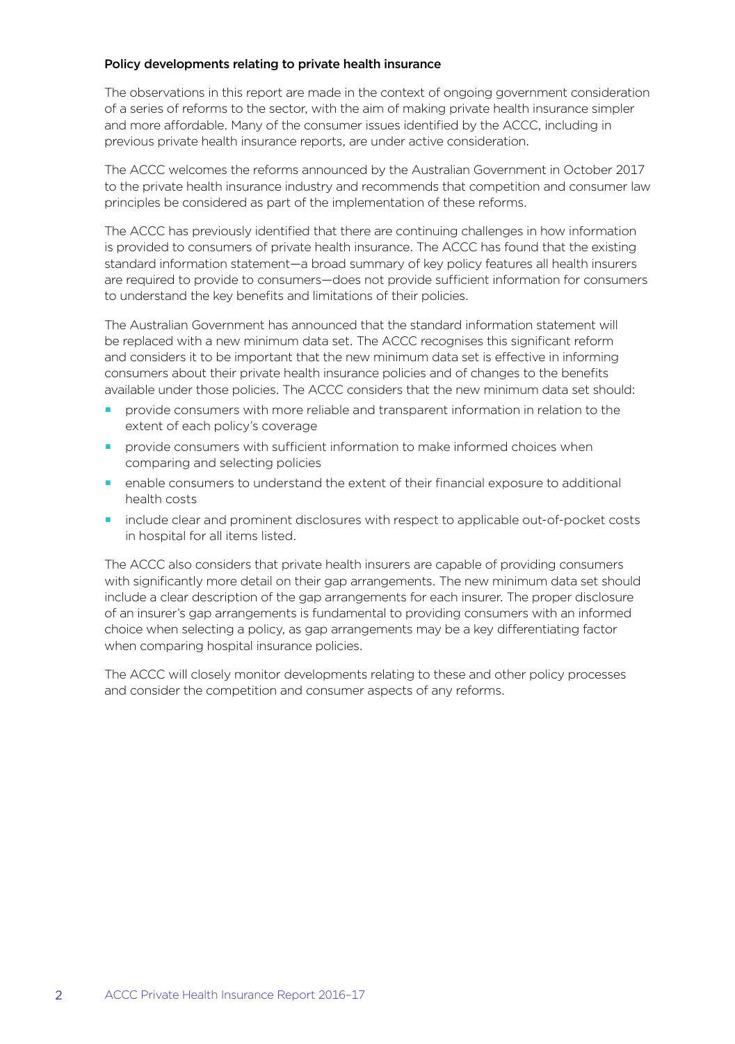### Policy developments relating to private health insurance

The observations in this report are made in the context of ongoing government consideration of a series of reforms to the sector, with the aim of making private health insurance simpler and more affordable. Many of the consumer issues identified by the ACCC, including in previous private health insurance reports, are under active consideration.

The ACCC welcomes the reforms announced by the Australian Government in October 2017 to the private health insurance industry and recommends that competition and consumer law principles be considered as part of the implementation of these reforms.

The ACCC has previously identified that there are continuing challenges in how information is provided to consumers of private health insurance. The ACCC has found that the existing standard information statement—a broad summary of key policy features all health insurers are required to provide to consumers—does not provide sufficient information for consumers to understand the key benefits and limitations of their policies.

The Australian Government has announced that the standard information statement will be replaced with a new minimum data set. The ACCC recognises this significant reform and considers it to be important that the new minimum data set is effective in informing consumers about their private health insurance policies and of changes to the benefits available under those policies. The ACCC considers that the new minimum data set should:

- provide consumers with more reliable and transparent information in relation to the extent of each policy's coverage
- provide consumers with sufficient information to make informed choices when comparing and selecting policies
- enable consumers to understand the extent of their financial exposure to additional health costs
- include clear and prominent disclosures with respect to applicable out-of-pocket costs in hospital for all items listed.

The ACCC also considers that private health insurers are capable of providing consumers with significantly more detail on their gap arrangements. The new minimum data set should include a clear description of the gap arrangements for each insurer. The proper disclosure of an insurer's gap arrangements is fundamental to providing consumers with an informed choice when selecting a policy, as gap arrangements may be a key differentiating factor when comparing hospital insurance policies.

The ACCC will closely monitor developments relating to these and other policy processes and consider the competition and consumer aspects of any reforms.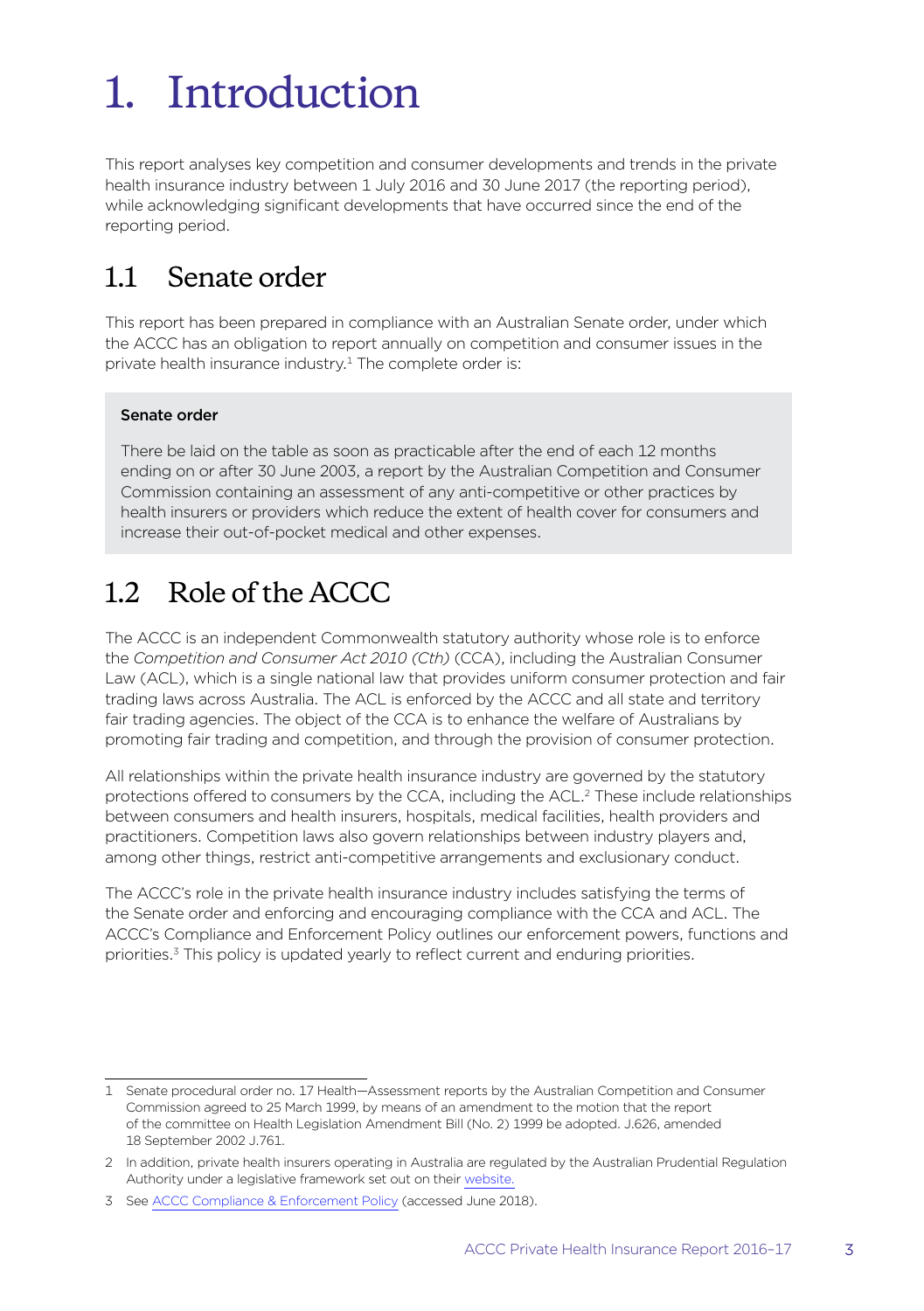# 1. Introduction

This report analyses key competition and consumer developments and trends in the private health insurance industry between 1 July 2016 and 30 June 2017 (the reporting period), while acknowledging significant developments that have occurred since the end of the reporting period.

## 1.1 Senate order

This report has been prepared in compliance with an Australian Senate order, under which the ACCC has an obligation to report annually on competition and consumer issues in the private health insurance industry.[1] The complete order is:

> **Senate order**
>
> There be laid on the table as soon as practicable after the end of each 12 months ending on or after 30 June 2003, a report by the Australian Competition and Consumer Commission containing an assessment of any anti-competitive or other practices by health insurers or providers which reduce the extent of health cover for consumers and increase their out-of-pocket medical and other expenses.

## 1.2 Role of the ACCC

The ACCC is an independent Commonwealth statutory authority whose role is to enforce the *Competition and Consumer Act 2010 (Cth)* (CCA), including the Australian Consumer Law (ACL), which is a single national law that provides uniform consumer protection and fair trading laws across Australia. The ACL is enforced by the ACCC and all state and territory fair trading agencies. The object of the CCA is to enhance the welfare of Australians by promoting fair trading and competition, and through the provision of consumer protection.

All relationships within the private health insurance industry are governed by the statutory protections offered to consumers by the CCA, including the ACL.[2] These include relationships between consumers and health insurers, hospitals, medical facilities, health providers and practitioners. Competition laws also govern relationships between industry players and, among other things, restrict anti-competitive arrangements and exclusionary conduct.

The ACCC's role in the private health insurance industry includes satisfying the terms of the Senate order and enforcing and encouraging compliance with the CCA and ACL. The ACCC's Compliance and Enforcement Policy outlines our enforcement powers, functions and priorities.[3] This policy is updated yearly to reflect current and enduring priorities.

---

1 Senate procedural order no. 17 Health—Assessment reports by the Australian Competition and Consumer Commission agreed to 25 March 1999, by means of an amendment to the motion that the report of the committee on Health Legislation Amendment Bill (No. 2) 1999 be adopted. J.626, amended 18 September 2002 J.761.

2 In addition, private health insurers operating in Australia are regulated by the Australian Prudential Regulation Authority under a legislative framework set out on their website.

3 See ACCC Compliance & Enforcement Policy (accessed June 2018).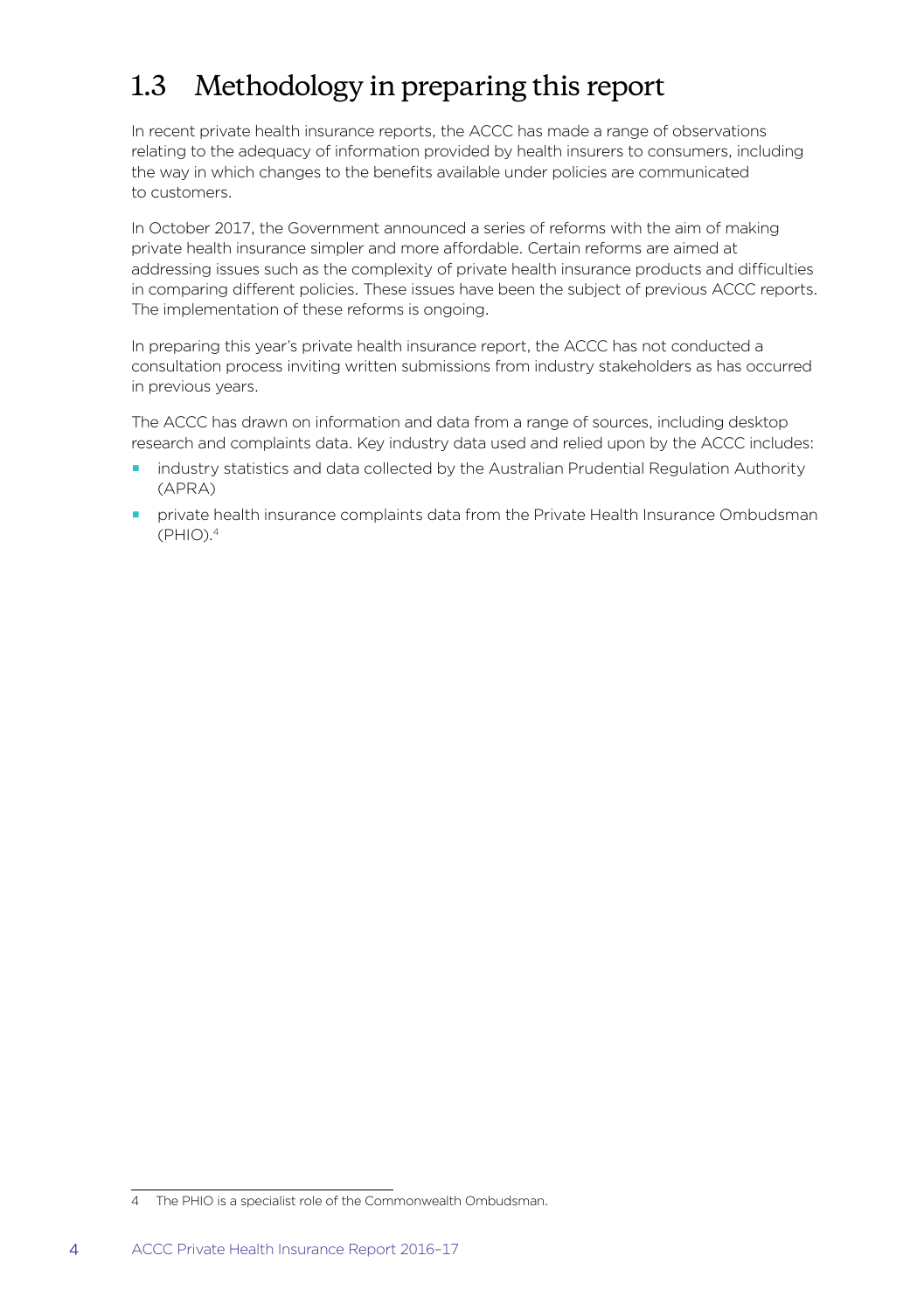## 1.3 Methodology in preparing this report

In recent private health insurance reports, the ACCC has made a range of observations relating to the adequacy of information provided by health insurers to consumers, including the way in which changes to the benefits available under policies are communicated to customers.

In October 2017, the Government announced a series of reforms with the aim of making private health insurance simpler and more affordable. Certain reforms are aimed at addressing issues such as the complexity of private health insurance products and difficulties in comparing different policies. These issues have been the subject of previous ACCC reports. The implementation of these reforms is ongoing.

In preparing this year's private health insurance report, the ACCC has not conducted a consultation process inviting written submissions from industry stakeholders as has occurred in previous years.

The ACCC has drawn on information and data from a range of sources, including desktop research and complaints data. Key industry data used and relied upon by the ACCC includes:

- industry statistics and data collected by the Australian Prudential Regulation Authority (APRA)
- private health insurance complaints data from the Private Health Insurance Ombudsman (PHIO).[4]

4 The PHIO is a specialist role of the Commonwealth Ombudsman.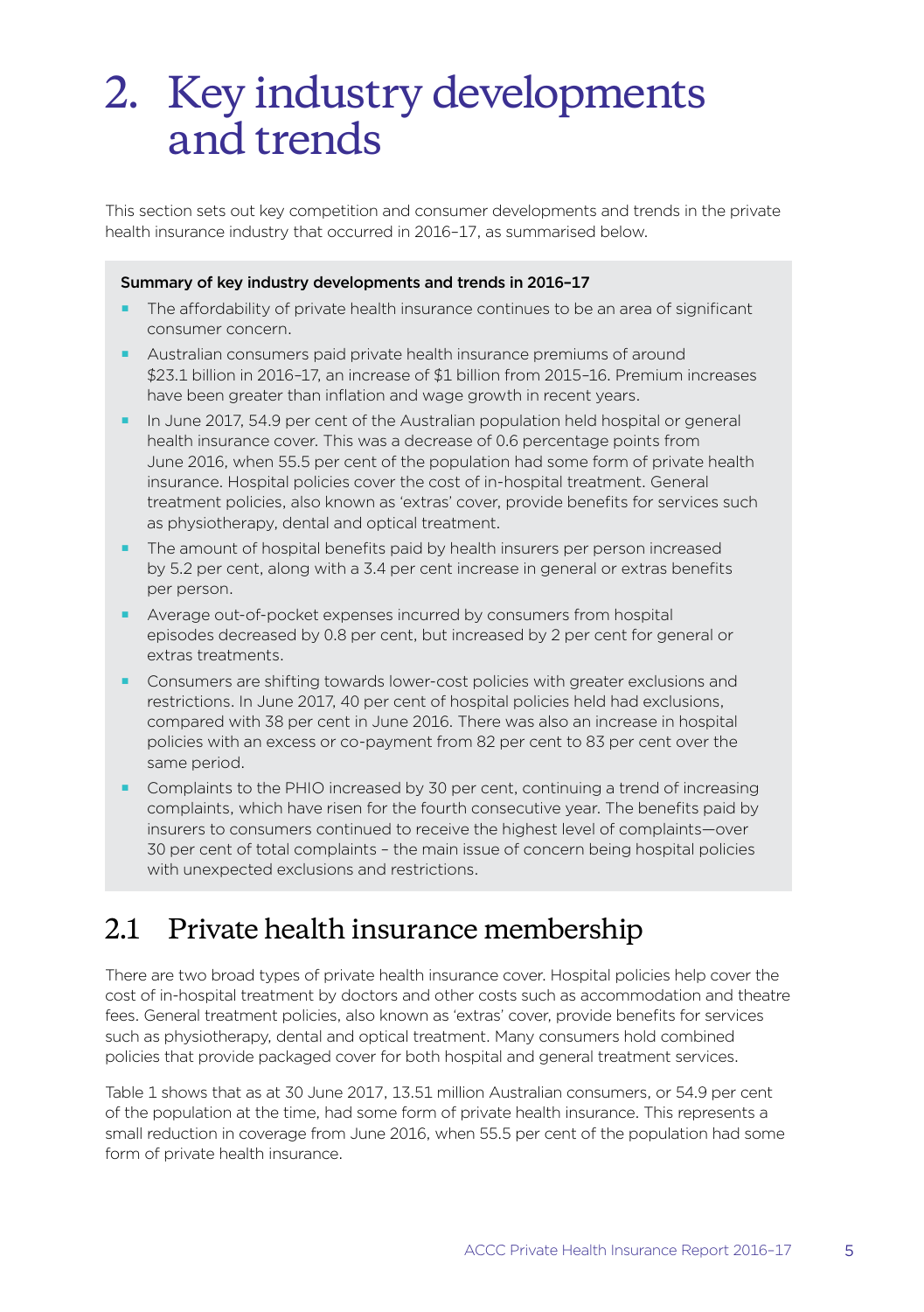# 2. Key industry developments and trends

This section sets out key competition and consumer developments and trends in the private health insurance industry that occurred in 2016–17, as summarised below.

**Summary of key industry developments and trends in 2016–17**

- The affordability of private health insurance continues to be an area of significant consumer concern.
- Australian consumers paid private health insurance premiums of around $23.1 billion in 2016–17, an increase of $1 billion from 2015–16. Premium increases have been greater than inflation and wage growth in recent years.
- In June 2017, 54.9 per cent of the Australian population held hospital or general health insurance cover. This was a decrease of 0.6 percentage points from June 2016, when 55.5 per cent of the population had some form of private health insurance. Hospital policies cover the cost of in-hospital treatment. General treatment policies, also known as 'extras' cover, provide benefits for services such as physiotherapy, dental and optical treatment.
- The amount of hospital benefits paid by health insurers per person increased by 5.2 per cent, along with a 3.4 per cent increase in general or extras benefits per person.
- Average out-of-pocket expenses incurred by consumers from hospital episodes decreased by 0.8 per cent, but increased by 2 per cent for general or extras treatments.
- Consumers are shifting towards lower-cost policies with greater exclusions and restrictions. In June 2017, 40 per cent of hospital policies held had exclusions, compared with 38 per cent in June 2016. There was also an increase in hospital policies with an excess or co-payment from 82 per cent to 83 per cent over the same period.
- Complaints to the PHIO increased by 30 per cent, continuing a trend of increasing complaints, which have risen for the fourth consecutive year. The benefits paid by insurers to consumers continued to receive the highest level of complaints—over 30 per cent of total complaints – the main issue of concern being hospital policies with unexpected exclusions and restrictions.

## 2.1 Private health insurance membership

There are two broad types of private health insurance cover. Hospital policies help cover the cost of in-hospital treatment by doctors and other costs such as accommodation and theatre fees. General treatment policies, also known as 'extras' cover, provide benefits for services such as physiotherapy, dental and optical treatment. Many consumers hold combined policies that provide packaged cover for both hospital and general treatment services.

Table 1 shows that as at 30 June 2017, 13.51 million Australian consumers, or 54.9 per cent of the population at the time, had some form of private health insurance. This represents a small reduction in coverage from June 2016, when 55.5 per cent of the population had some form of private health insurance.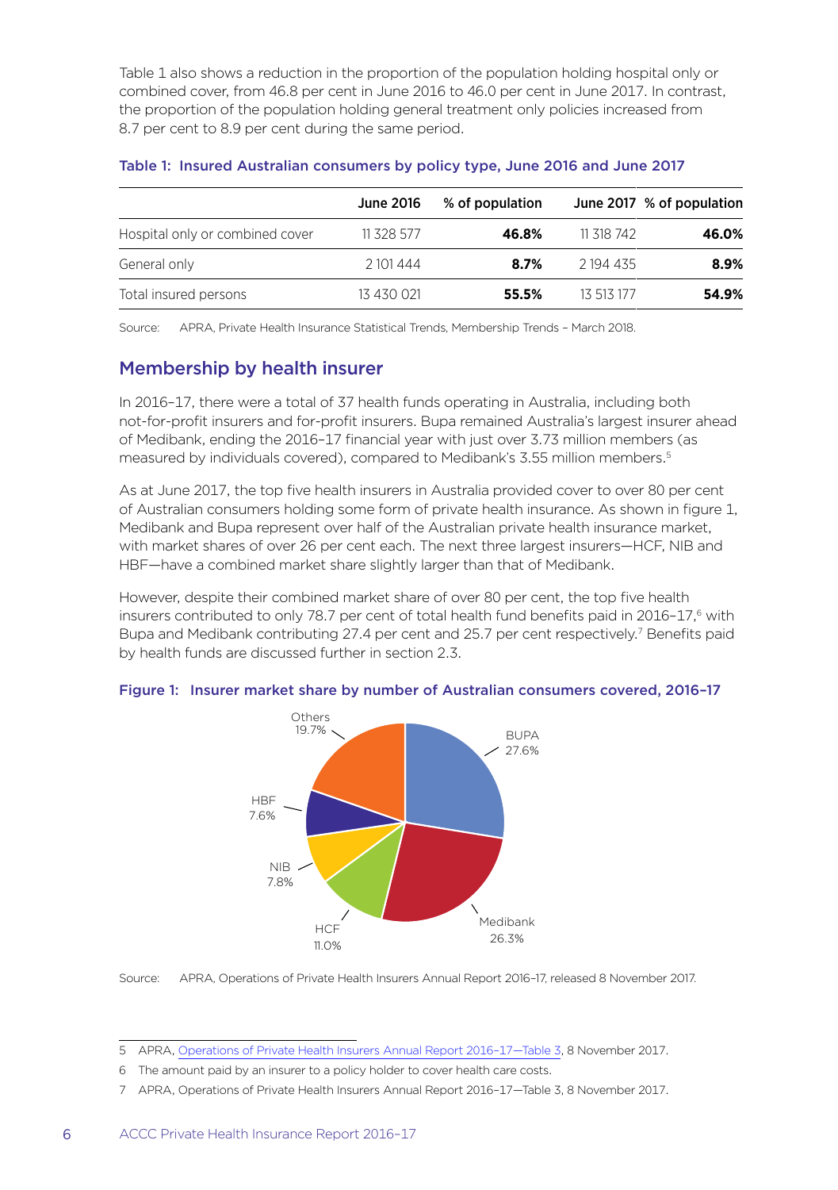Table 1 also shows a reduction in the proportion of the population holding hospital only or combined cover, from 46.8 per cent in June 2016 to 46.0 per cent in June 2017. In contrast, the proportion of the population holding general treatment only policies increased from 8.7 per cent to 8.9 per cent during the same period.

**Table 1: Insured Australian consumers by policy type, June 2016 and June 2017**

| | June 2016 | % of population | June 2017 | % of population |
|---|---|---|---|---|
| Hospital only or combined cover | 11 328 577 | **46.8%** | 11 318 742 | **46.0%** |
| General only | 2 101 444 | **8.7%** | 2 194 435 | **8.9%** |
| Total insured persons | 13 430 021 | **55.5%** | 13 513 177 | **54.9%** |

Source: APRA, Private Health Insurance Statistical Trends, Membership Trends – March 2018.

## Membership by health insurer

In 2016–17, there were a total of 37 health funds operating in Australia, including both not-for-profit insurers and for-profit insurers. Bupa remained Australia's largest insurer ahead of Medibank, ending the 2016–17 financial year with just over 3.73 million members (as measured by individuals covered), compared to Medibank's 3.55 million members.[5]

As at June 2017, the top five health insurers in Australia provided cover to over 80 per cent of Australian consumers holding some form of private health insurance. As shown in figure 1, Medibank and Bupa represent over half of the Australian private health insurance market, with market shares of over 26 per cent each. The next three largest insurers—HCF, NIB and HBF—have a combined market share slightly larger than that of Medibank.

However, despite their combined market share of over 80 per cent, the top five health insurers contributed to only 78.7 per cent of total health fund benefits paid in 2016–17,[6] with Bupa and Medibank contributing 27.4 per cent and 25.7 per cent respectively.[7] Benefits paid by health funds are discussed further in section 2.3.

**Figure 1: Insurer market share by number of Australian consumers covered, 2016–17**

| Insurer | Market share |
|---|---|
| BUPA | 27.6% |
| Medibank | 26.3% |
| HCF | 11.0% |
| NIB | 7.8% |
| HBF | 7.6% |
| Others | 19.7% |

Source: APRA, Operations of Private Health Insurers Annual Report 2016–17, released 8 November 2017.

---

5 APRA, Operations of Private Health Insurers Annual Report 2016–17—Table 3, 8 November 2017.

6 The amount paid by an insurer to a policy holder to cover health care costs.

7 APRA, Operations of Private Health Insurers Annual Report 2016–17—Table 3, 8 November 2017.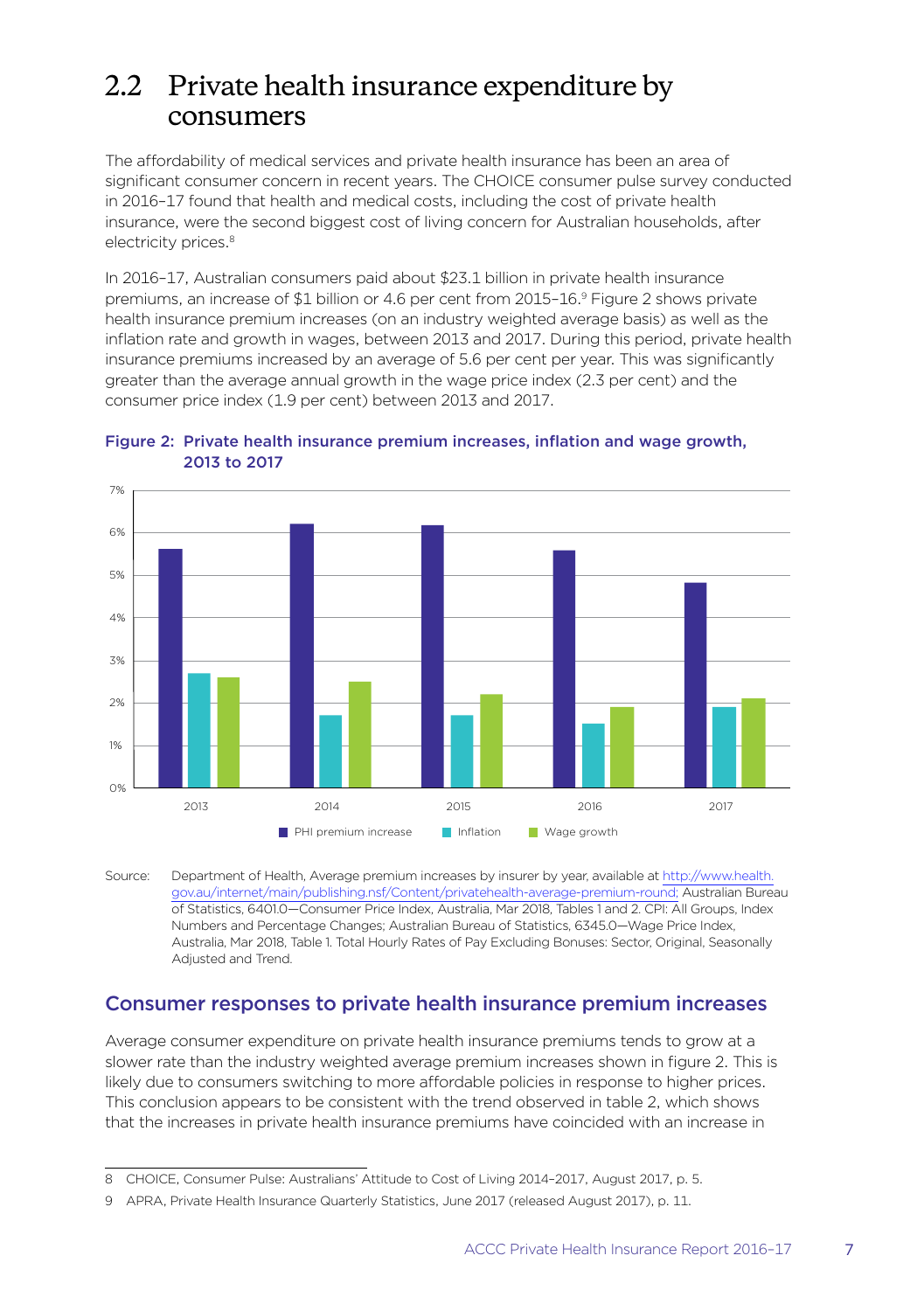## 2.2 Private health insurance expenditure by consumers

The affordability of medical services and private health insurance has been an area of significant consumer concern in recent years. The CHOICE consumer pulse survey conducted in 2016–17 found that health and medical costs, including the cost of private health insurance, were the second biggest cost of living concern for Australian households, after electricity prices.[8]

In 2016–17, Australian consumers paid about $23.1 billion in private health insurance premiums, an increase of $1 billion or 4.6 per cent from 2015–16.[9] Figure 2 shows private health insurance premium increases (on an industry weighted average basis) as well as the inflation rate and growth in wages, between 2013 and 2017. During this period, private health insurance premiums increased by an average of 5.6 per cent per year. This was significantly greater than the average annual growth in the wage price index (2.3 per cent) and the consumer price index (1.9 per cent) between 2013 and 2017.

**Figure 2: Private health insurance premium increases, inflation and wage growth, 2013 to 2017**

Source: Department of Health, Average premium increases by insurer by year, available at http://www.health.gov.au/internet/main/publishing.nsf/Content/privatehealth-average-premium-round; Australian Bureau of Statistics, 6401.0—Consumer Price Index, Australia, Mar 2018, Tables 1 and 2. CPI: All Groups, Index Numbers and Percentage Changes; Australian Bureau of Statistics, 6345.0—Wage Price Index, Australia, Mar 2018, Table 1. Total Hourly Rates of Pay Excluding Bonuses: Sector, Original, Seasonally Adjusted and Trend.

### Consumer responses to private health insurance premium increases

Average consumer expenditure on private health insurance premiums tends to grow at a slower rate than the industry weighted average premium increases shown in figure 2. This is likely due to consumers switching to more affordable policies in response to higher prices. This conclusion appears to be consistent with the trend observed in table 2, which shows that the increases in private health insurance premiums have coincided with an increase in

---

8 CHOICE, Consumer Pulse: Australians' Attitude to Cost of Living 2014–2017, August 2017, p. 5.

9 APRA, Private Health Insurance Quarterly Statistics, June 2017 (released August 2017), p. 11.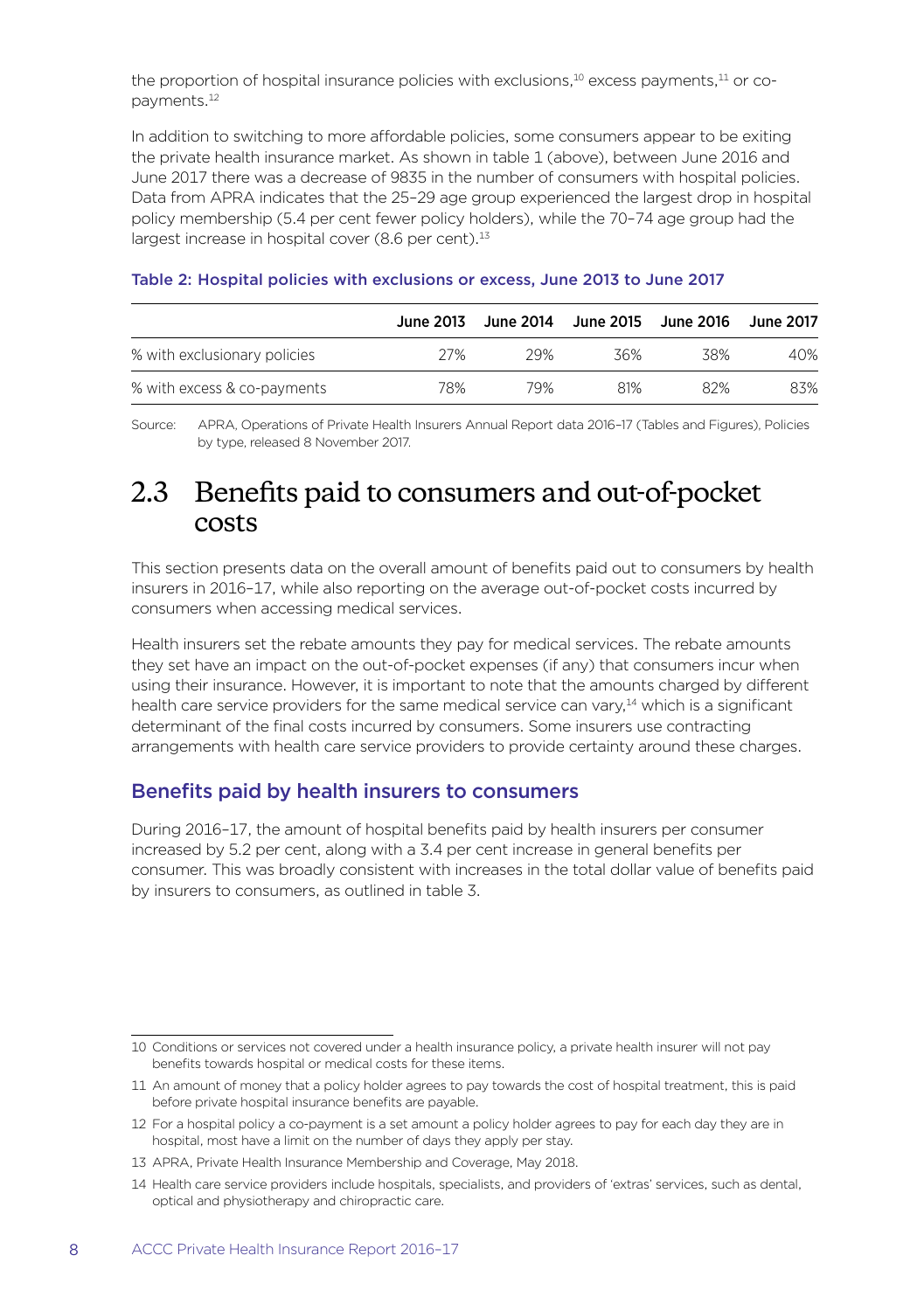the proportion of hospital insurance policies with exclusions,[10] excess payments,[11] or co-payments.[12]

In addition to switching to more affordable policies, some consumers appear to be exiting the private health insurance market. As shown in table 1 (above), between June 2016 and June 2017 there was a decrease of 9835 in the number of consumers with hospital policies. Data from APRA indicates that the 25–29 age group experienced the largest drop in hospital policy membership (5.4 per cent fewer policy holders), while the 70–74 age group had the largest increase in hospital cover (8.6 per cent).[13]

**Table 2: Hospital policies with exclusions or excess, June 2013 to June 2017**

| | June 2013 | June 2014 | June 2015 | June 2016 | June 2017 |
|---|---|---|---|---|---|
| % with exclusionary policies | 27% | 29% | 36% | 38% | 40% |
| % with excess & co-payments | 78% | 79% | 81% | 82% | 83% |

Source: APRA, Operations of Private Health Insurers Annual Report data 2016–17 (Tables and Figures), Policies by type, released 8 November 2017.

## 2.3 Benefits paid to consumers and out-of-pocket costs

This section presents data on the overall amount of benefits paid out to consumers by health insurers in 2016–17, while also reporting on the average out-of-pocket costs incurred by consumers when accessing medical services.

Health insurers set the rebate amounts they pay for medical services. The rebate amounts they set have an impact on the out-of-pocket expenses (if any) that consumers incur when using their insurance. However, it is important to note that the amounts charged by different health care service providers for the same medical service can vary,[14] which is a significant determinant of the final costs incurred by consumers. Some insurers use contracting arrangements with health care service providers to provide certainty around these charges.

### Benefits paid by health insurers to consumers

During 2016–17, the amount of hospital benefits paid by health insurers per consumer increased by 5.2 per cent, along with a 3.4 per cent increase in general benefits per consumer. This was broadly consistent with increases in the total dollar value of benefits paid by insurers to consumers, as outlined in table 3.

---

10 Conditions or services not covered under a health insurance policy, a private health insurer will not pay benefits towards hospital or medical costs for these items.

11 An amount of money that a policy holder agrees to pay towards the cost of hospital treatment, this is paid before private hospital insurance benefits are payable.

12 For a hospital policy a co-payment is a set amount a policy holder agrees to pay for each day they are in hospital, most have a limit on the number of days they apply per stay.

13 APRA, Private Health Insurance Membership and Coverage, May 2018.

14 Health care service providers include hospitals, specialists, and providers of 'extras' services, such as dental, optical and physiotherapy and chiropractic care.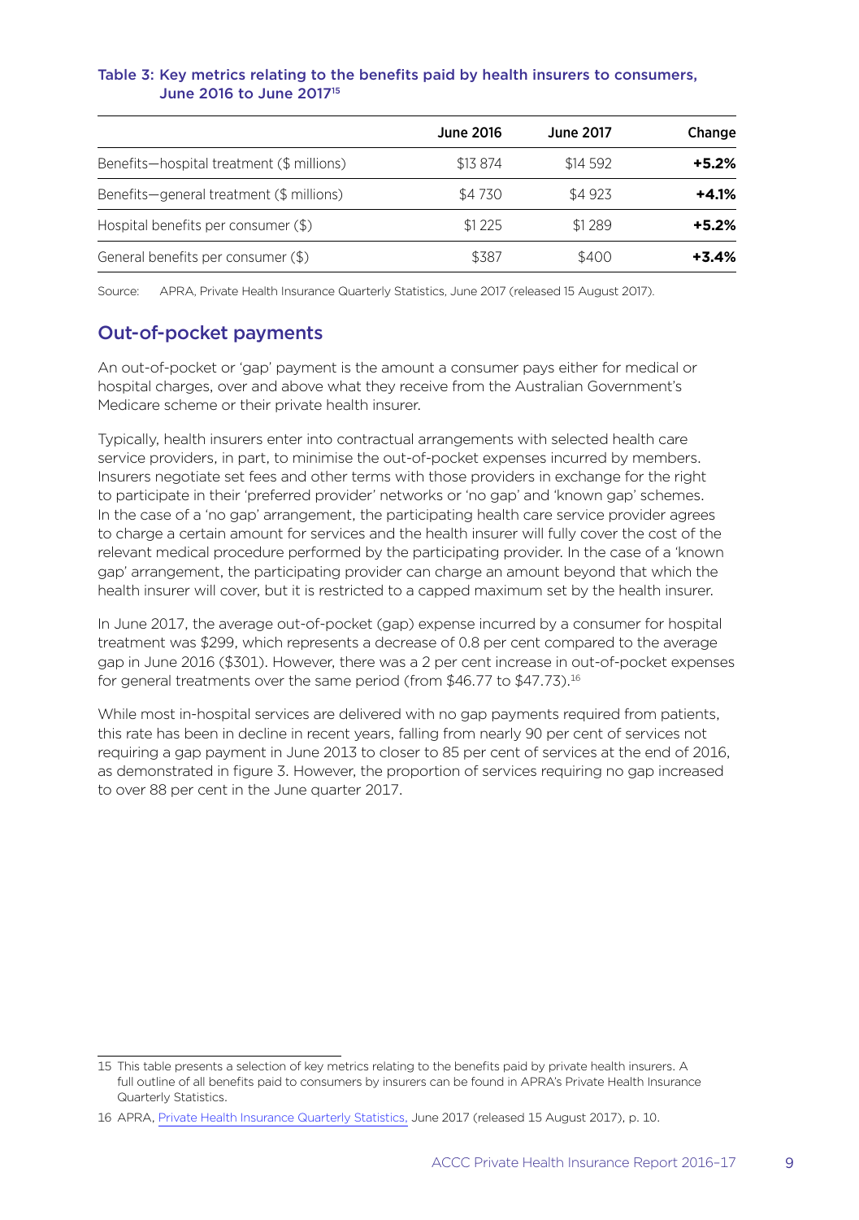**Table 3: Key metrics relating to the benefits paid by health insurers to consumers, June 2016 to June 2017[15]**

| | June 2016 | June 2017 | Change |
|---|---|---|---|
| Benefits—hospital treatment ($ millions) | $13 874 | $14 592 | **+5.2%** |
| Benefits—general treatment ($ millions) | $4 730 | $4 923 | **+4.1%** |
| Hospital benefits per consumer ($) | $1 225 | $1 289 | **+5.2%** |
| General benefits per consumer ($) | $387 | $400 | **+3.4%** |

Source: APRA, Private Health Insurance Quarterly Statistics, June 2017 (released 15 August 2017).

## Out-of-pocket payments

An out-of-pocket or 'gap' payment is the amount a consumer pays either for medical or hospital charges, over and above what they receive from the Australian Government's Medicare scheme or their private health insurer.

Typically, health insurers enter into contractual arrangements with selected health care service providers, in part, to minimise the out-of-pocket expenses incurred by members. Insurers negotiate set fees and other terms with those providers in exchange for the right to participate in their 'preferred provider' networks or 'no gap' and 'known gap' schemes. In the case of a 'no gap' arrangement, the participating health care service provider agrees to charge a certain amount for services and the health insurer will fully cover the cost of the relevant medical procedure performed by the participating provider. In the case of a 'known gap' arrangement, the participating provider can charge an amount beyond that which the health insurer will cover, but it is restricted to a capped maximum set by the health insurer.

In June 2017, the average out-of-pocket (gap) expense incurred by a consumer for hospital treatment was $299, which represents a decrease of 0.8 per cent compared to the average gap in June 2016 ($301). However, there was a 2 per cent increase in out-of-pocket expenses for general treatments over the same period (from $46.77 to $47.73).[16]

While most in-hospital services are delivered with no gap payments required from patients, this rate has been in decline in recent years, falling from nearly 90 per cent of services not requiring a gap payment in June 2013 to closer to 85 per cent of services at the end of 2016, as demonstrated in figure 3. However, the proportion of services requiring no gap increased to over 88 per cent in the June quarter 2017.

---

15 This table presents a selection of key metrics relating to the benefits paid by private health insurers. A full outline of all benefits paid to consumers by insurers can be found in APRA's Private Health Insurance Quarterly Statistics.

16 APRA, Private Health Insurance Quarterly Statistics, June 2017 (released 15 August 2017), p. 10.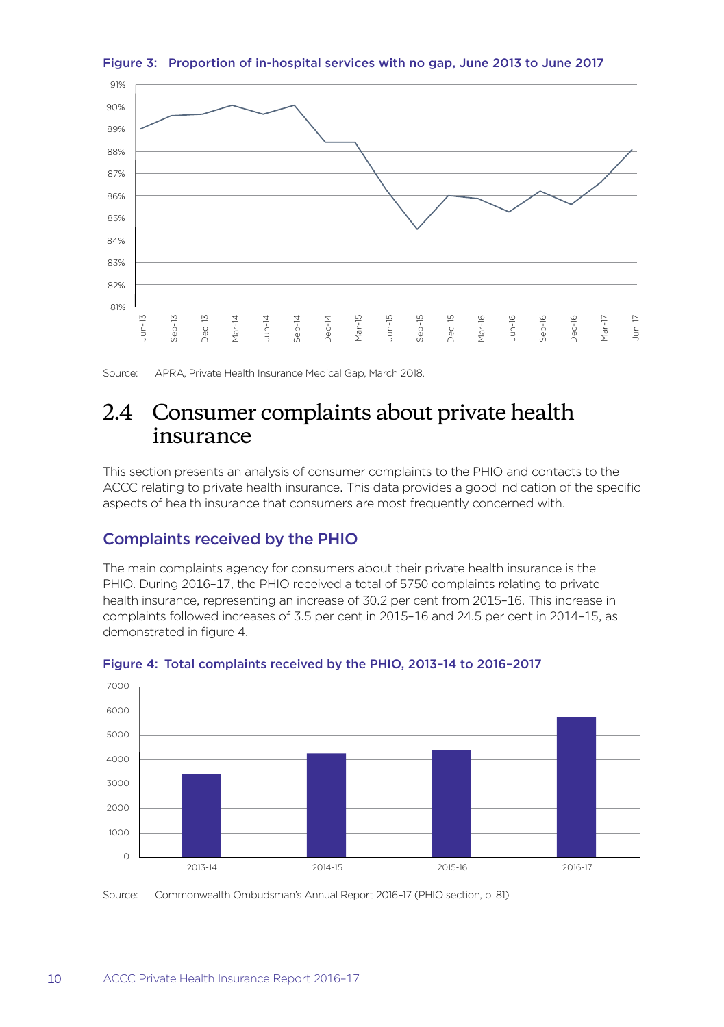**Figure 3: Proportion of in-hospital services with no gap, June 2013 to June 2017**

Source: APRA, Private Health Insurance Medical Gap, March 2018.

## 2.4 Consumer complaints about private health insurance

This section presents an analysis of consumer complaints to the PHIO and contacts to the ACCC relating to private health insurance. This data provides a good indication of the specific aspects of health insurance that consumers are most frequently concerned with.

### Complaints received by the PHIO

The main complaints agency for consumers about their private health insurance is the PHIO. During 2016–17, the PHIO received a total of 5750 complaints relating to private health insurance, representing an increase of 30.2 per cent from 2015–16. This increase in complaints followed increases of 3.5 per cent in 2015–16 and 24.5 per cent in 2014–15, as demonstrated in figure 4.

**Figure 4: Total complaints received by the PHIO, 2013–14 to 2016–2017**

Source: Commonwealth Ombudsman's Annual Report 2016–17 (PHIO section, p. 81)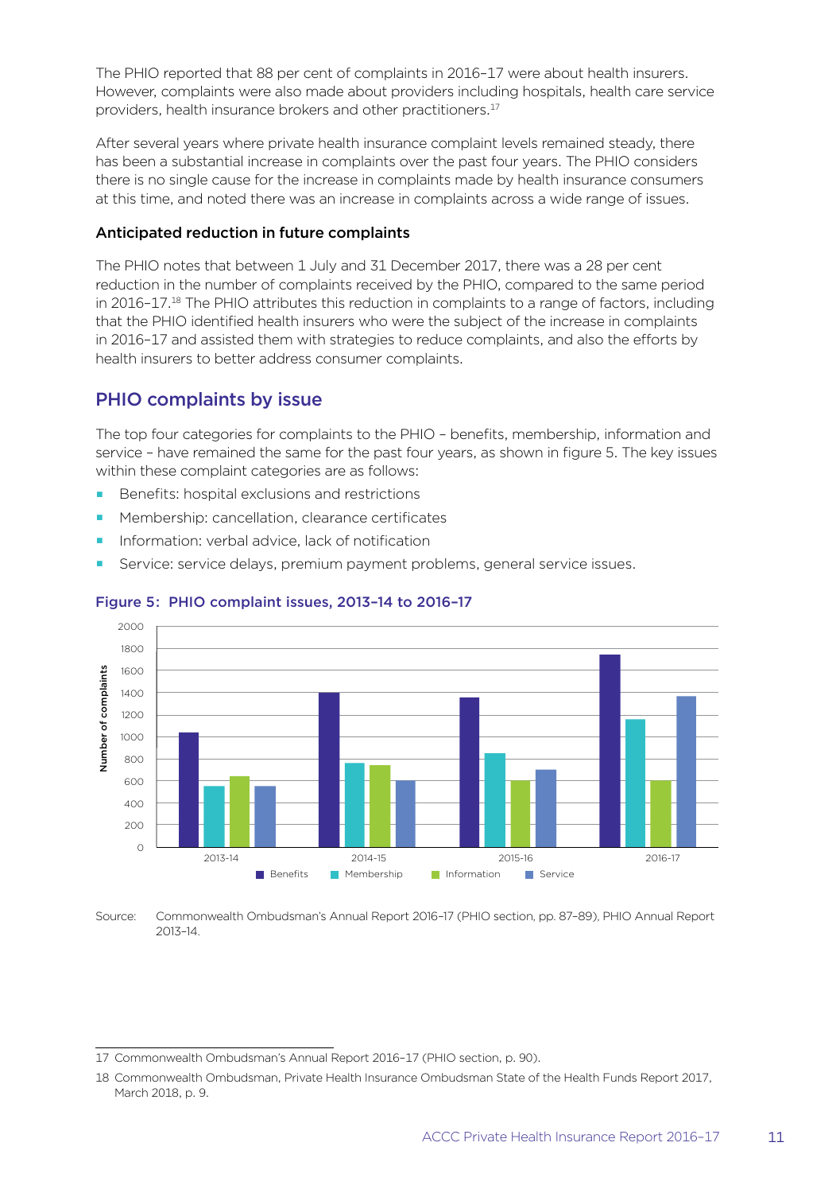The PHIO reported that 88 per cent of complaints in 2016–17 were about health insurers. However, complaints were also made about providers including hospitals, health care service providers, health insurance brokers and other practitioners.[17]

After several years where private health insurance complaint levels remained steady, there has been a substantial increase in complaints over the past four years. The PHIO considers there is no single cause for the increase in complaints made by health insurance consumers at this time, and noted there was an increase in complaints across a wide range of issues.

### Anticipated reduction in future complaints

The PHIO notes that between 1 July and 31 December 2017, there was a 28 per cent reduction in the number of complaints received by the PHIO, compared to the same period in 2016–17.[18] The PHIO attributes this reduction in complaints to a range of factors, including that the PHIO identified health insurers who were the subject of the increase in complaints in 2016–17 and assisted them with strategies to reduce complaints, and also the efforts by health insurers to better address consumer complaints.

## PHIO complaints by issue

The top four categories for complaints to the PHIO – benefits, membership, information and service – have remained the same for the past four years, as shown in figure 5. The key issues within these complaint categories are as follows:

- Benefits: hospital exclusions and restrictions
- Membership: cancellation, clearance certificates
- Information: verbal advice, lack of notification
- Service: service delays, premium payment problems, general service issues.

Figure 5: PHIO complaint issues, 2013–14 to 2016–17

Source: Commonwealth Ombudsman's Annual Report 2016–17 (PHIO section, pp. 87–89), PHIO Annual Report 2013–14.

17 Commonwealth Ombudsman's Annual Report 2016–17 (PHIO section, p. 90).

18 Commonwealth Ombudsman, Private Health Insurance Ombudsman State of the Health Funds Report 2017, March 2018, p. 9.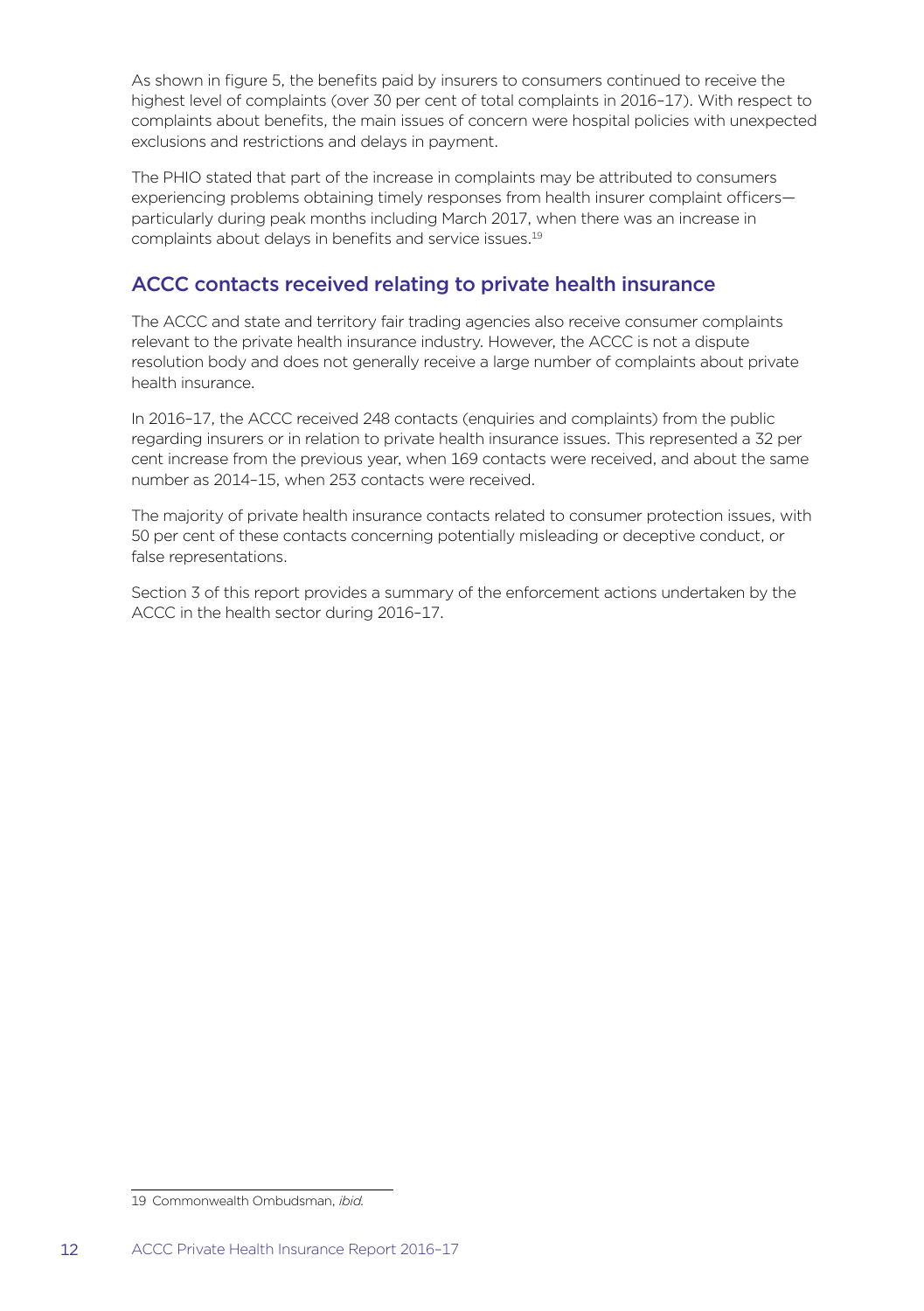As shown in figure 5, the benefits paid by insurers to consumers continued to receive the highest level of complaints (over 30 per cent of total complaints in 2016–17). With respect to complaints about benefits, the main issues of concern were hospital policies with unexpected exclusions and restrictions and delays in payment.

The PHIO stated that part of the increase in complaints may be attributed to consumers experiencing problems obtaining timely responses from health insurer complaint officers—particularly during peak months including March 2017, when there was an increase in complaints about delays in benefits and service issues.[19]

## ACCC contacts received relating to private health insurance

The ACCC and state and territory fair trading agencies also receive consumer complaints relevant to the private health insurance industry. However, the ACCC is not a dispute resolution body and does not generally receive a large number of complaints about private health insurance.

In 2016–17, the ACCC received 248 contacts (enquiries and complaints) from the public regarding insurers or in relation to private health insurance issues. This represented a 32 per cent increase from the previous year, when 169 contacts were received, and about the same number as 2014–15, when 253 contacts were received.

The majority of private health insurance contacts related to consumer protection issues, with 50 per cent of these contacts concerning potentially misleading or deceptive conduct, or false representations.

Section 3 of this report provides a summary of the enforcement actions undertaken by the ACCC in the health sector during 2016–17.

---

19 Commonwealth Ombudsman, *ibid.*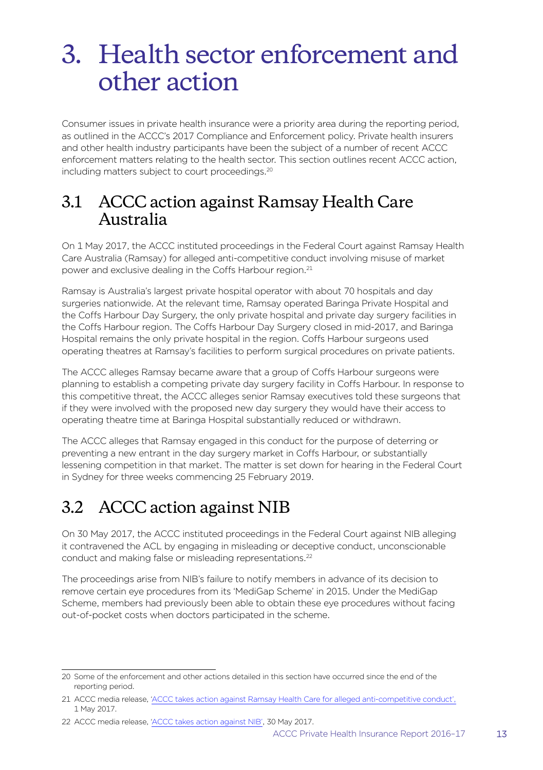# 3. Health sector enforcement and other action

Consumer issues in private health insurance were a priority area during the reporting period, as outlined in the ACCC's 2017 Compliance and Enforcement policy. Private health insurers and other health industry participants have been the subject of a number of recent ACCC enforcement matters relating to the health sector. This section outlines recent ACCC action, including matters subject to court proceedings.[20]

## 3.1 ACCC action against Ramsay Health Care Australia

On 1 May 2017, the ACCC instituted proceedings in the Federal Court against Ramsay Health Care Australia (Ramsay) for alleged anti-competitive conduct involving misuse of market power and exclusive dealing in the Coffs Harbour region.[21]

Ramsay is Australia's largest private hospital operator with about 70 hospitals and day surgeries nationwide. At the relevant time, Ramsay operated Baringa Private Hospital and the Coffs Harbour Day Surgery, the only private hospital and private day surgery facilities in the Coffs Harbour region. The Coffs Harbour Day Surgery closed in mid-2017, and Baringa Hospital remains the only private hospital in the region. Coffs Harbour surgeons used operating theatres at Ramsay's facilities to perform surgical procedures on private patients.

The ACCC alleges Ramsay became aware that a group of Coffs Harbour surgeons were planning to establish a competing private day surgery facility in Coffs Harbour. In response to this competitive threat, the ACCC alleges senior Ramsay executives told these surgeons that if they were involved with the proposed new day surgery they would have their access to operating theatre time at Baringa Hospital substantially reduced or withdrawn.

The ACCC alleges that Ramsay engaged in this conduct for the purpose of deterring or preventing a new entrant in the day surgery market in Coffs Harbour, or substantially lessening competition in that market. The matter is set down for hearing in the Federal Court in Sydney for three weeks commencing 25 February 2019.

## 3.2 ACCC action against NIB

On 30 May 2017, the ACCC instituted proceedings in the Federal Court against NIB alleging it contravened the ACL by engaging in misleading or deceptive conduct, unconscionable conduct and making false or misleading representations.[22]

The proceedings arise from NIB's failure to notify members in advance of its decision to remove certain eye procedures from its 'MediGap Scheme' in 2015. Under the MediGap Scheme, members had previously been able to obtain these eye procedures without facing out-of-pocket costs when doctors participated in the scheme.

---

20 Some of the enforcement and other actions detailed in this section have occurred since the end of the reporting period.

21 ACCC media release, 'ACCC takes action against Ramsay Health Care for alleged anti-competitive conduct', 1 May 2017.

22 ACCC media release, 'ACCC takes action against NIB', 30 May 2017.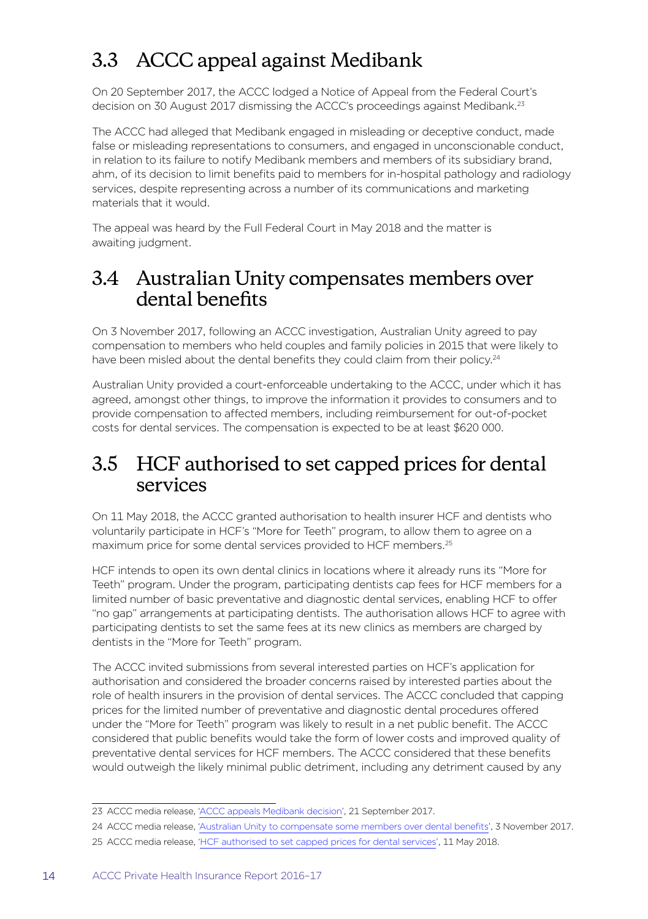## 3.3 ACCC appeal against Medibank

On 20 September 2017, the ACCC lodged a Notice of Appeal from the Federal Court's decision on 30 August 2017 dismissing the ACCC's proceedings against Medibank.[23]

The ACCC had alleged that Medibank engaged in misleading or deceptive conduct, made false or misleading representations to consumers, and engaged in unconscionable conduct, in relation to its failure to notify Medibank members and members of its subsidiary brand, ahm, of its decision to limit benefits paid to members for in-hospital pathology and radiology services, despite representing across a number of its communications and marketing materials that it would.

The appeal was heard by the Full Federal Court in May 2018 and the matter is awaiting judgment.

## 3.4 Australian Unity compensates members over dental benefits

On 3 November 2017, following an ACCC investigation, Australian Unity agreed to pay compensation to members who held couples and family policies in 2015 that were likely to have been misled about the dental benefits they could claim from their policy.[24]

Australian Unity provided a court-enforceable undertaking to the ACCC, under which it has agreed, amongst other things, to improve the information it provides to consumers and to provide compensation to affected members, including reimbursement for out-of-pocket costs for dental services. The compensation is expected to be at least $620 000.

## 3.5 HCF authorised to set capped prices for dental services

On 11 May 2018, the ACCC granted authorisation to health insurer HCF and dentists who voluntarily participate in HCF's "More for Teeth" program, to allow them to agree on a maximum price for some dental services provided to HCF members.[25]

HCF intends to open its own dental clinics in locations where it already runs its "More for Teeth" program. Under the program, participating dentists cap fees for HCF members for a limited number of basic preventative and diagnostic dental services, enabling HCF to offer "no gap" arrangements at participating dentists. The authorisation allows HCF to agree with participating dentists to set the same fees at its new clinics as members are charged by dentists in the "More for Teeth" program.

The ACCC invited submissions from several interested parties on HCF's application for authorisation and considered the broader concerns raised by interested parties about the role of health insurers in the provision of dental services. The ACCC concluded that capping prices for the limited number of preventative and diagnostic dental procedures offered under the "More for Teeth" program was likely to result in a net public benefit. The ACCC considered that public benefits would take the form of lower costs and improved quality of preventative dental services for HCF members. The ACCC considered that these benefits would outweigh the likely minimal public detriment, including any detriment caused by any

---

23 ACCC media release, 'ACCC appeals Medibank decision', 21 September 2017.

24 ACCC media release, 'Australian Unity to compensate some members over dental benefits', 3 November 2017.

25 ACCC media release, 'HCF authorised to set capped prices for dental services', 11 May 2018.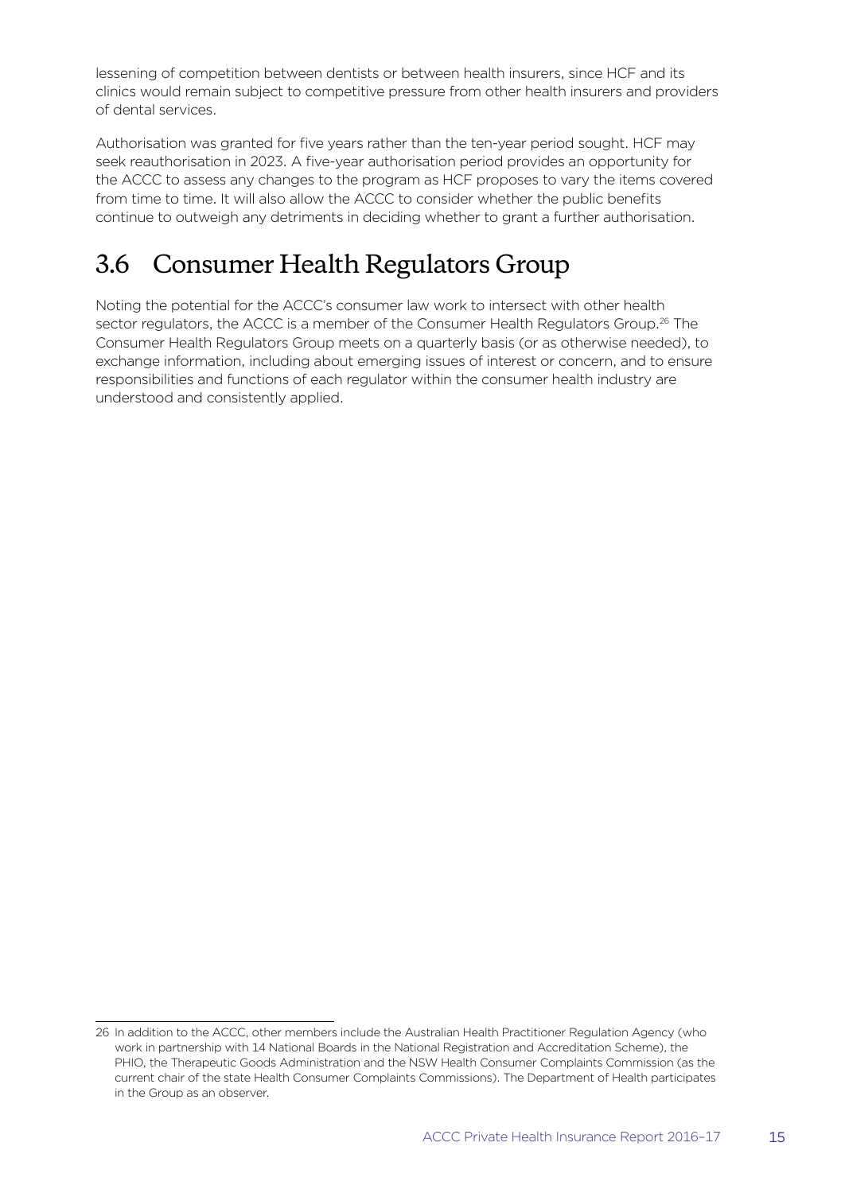lessening of competition between dentists or between health insurers, since HCF and its clinics would remain subject to competitive pressure from other health insurers and providers of dental services.

Authorisation was granted for five years rather than the ten-year period sought. HCF may seek reauthorisation in 2023. A five-year authorisation period provides an opportunity for the ACCC to assess any changes to the program as HCF proposes to vary the items covered from time to time. It will also allow the ACCC to consider whether the public benefits continue to outweigh any detriments in deciding whether to grant a further authorisation.

## 3.6 Consumer Health Regulators Group

Noting the potential for the ACCC's consumer law work to intersect with other health sector regulators, the ACCC is a member of the Consumer Health Regulators Group.[26] The Consumer Health Regulators Group meets on a quarterly basis (or as otherwise needed), to exchange information, including about emerging issues of interest or concern, and to ensure responsibilities and functions of each regulator within the consumer health industry are understood and consistently applied.

---

26 In addition to the ACCC, other members include the Australian Health Practitioner Regulation Agency (who work in partnership with 14 National Boards in the National Registration and Accreditation Scheme), the PHIO, the Therapeutic Goods Administration and the NSW Health Consumer Complaints Commission (as the current chair of the state Health Consumer Complaints Commissions). The Department of Health participates in the Group as an observer.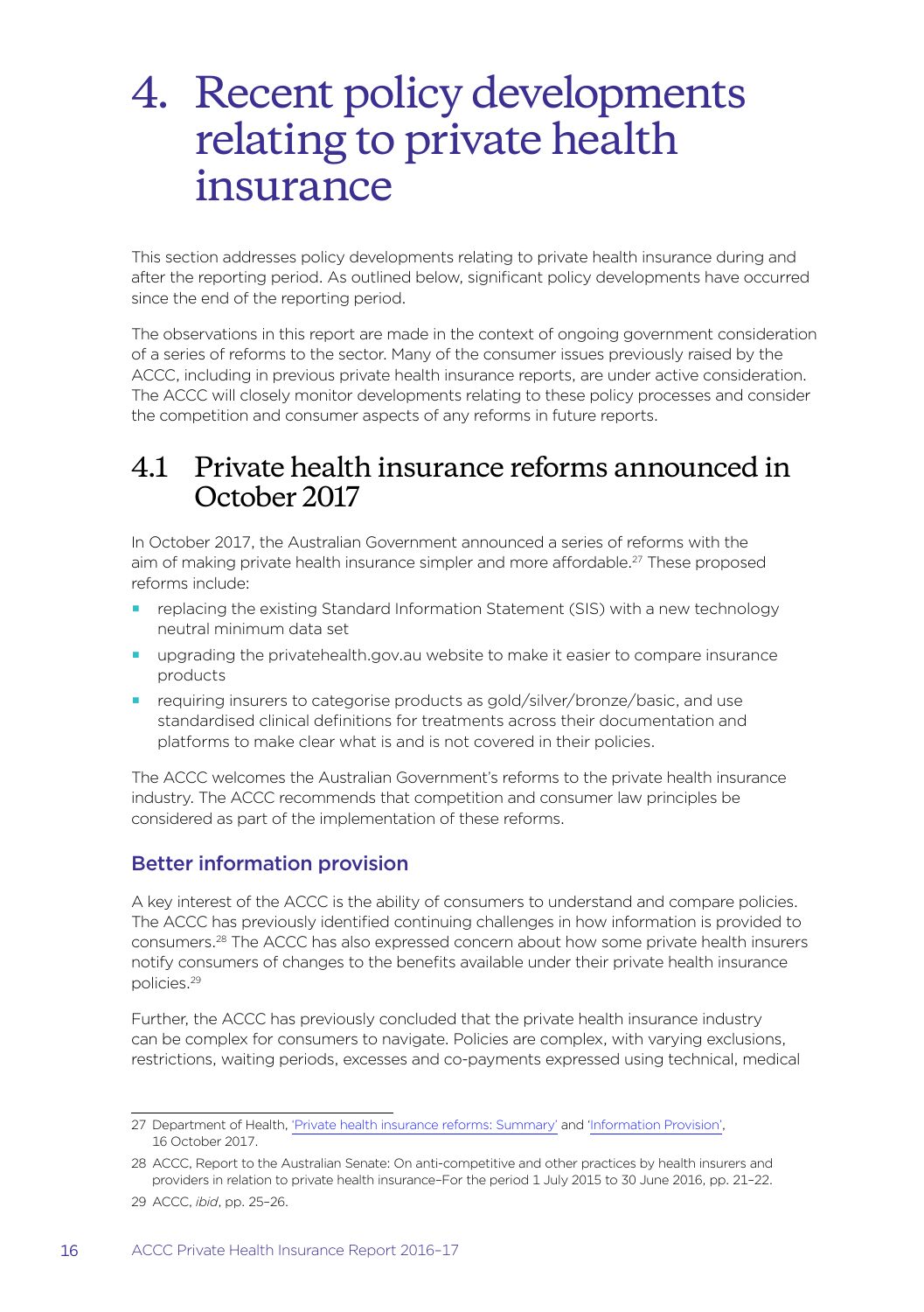# 4. Recent policy developments relating to private health insurance

This section addresses policy developments relating to private health insurance during and after the reporting period. As outlined below, significant policy developments have occurred since the end of the reporting period.

The observations in this report are made in the context of ongoing government consideration of a series of reforms to the sector. Many of the consumer issues previously raised by the ACCC, including in previous private health insurance reports, are under active consideration. The ACCC will closely monitor developments relating to these policy processes and consider the competition and consumer aspects of any reforms in future reports.

## 4.1 Private health insurance reforms announced in October 2017

In October 2017, the Australian Government announced a series of reforms with the aim of making private health insurance simpler and more affordable.[27] These proposed reforms include:

- replacing the existing Standard Information Statement (SIS) with a new technology neutral minimum data set
- upgrading the privatehealth.gov.au website to make it easier to compare insurance products
- requiring insurers to categorise products as gold/silver/bronze/basic, and use standardised clinical definitions for treatments across their documentation and platforms to make clear what is and is not covered in their policies.

The ACCC welcomes the Australian Government's reforms to the private health insurance industry. The ACCC recommends that competition and consumer law principles be considered as part of the implementation of these reforms.

### Better information provision

A key interest of the ACCC is the ability of consumers to understand and compare policies. The ACCC has previously identified continuing challenges in how information is provided to consumers.[28] The ACCC has also expressed concern about how some private health insurers notify consumers of changes to the benefits available under their private health insurance policies.[29]

Further, the ACCC has previously concluded that the private health insurance industry can be complex for consumers to navigate. Policies are complex, with varying exclusions, restrictions, waiting periods, excesses and co-payments expressed using technical, medical

---

27 Department of Health, 'Private health insurance reforms: Summary' and 'Information Provision', 16 October 2017.

28 ACCC, Report to the Australian Senate: On anti-competitive and other practices by health insurers and providers in relation to private health insurance–For the period 1 July 2015 to 30 June 2016, pp. 21–22.

29 ACCC, *ibid*, pp. 25–26.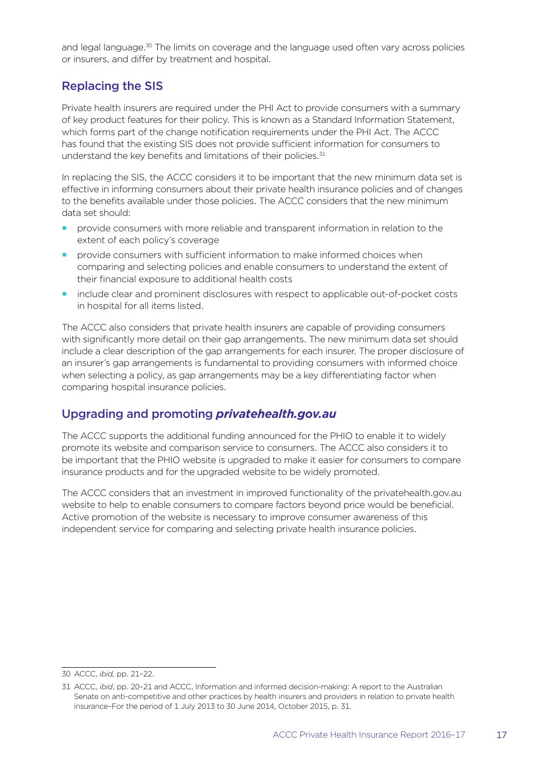and legal language.[30] The limits on coverage and the language used often vary across policies or insurers, and differ by treatment and hospital.

## Replacing the SIS

Private health insurers are required under the PHI Act to provide consumers with a summary of key product features for their policy. This is known as a Standard Information Statement, which forms part of the change notification requirements under the PHI Act. The ACCC has found that the existing SIS does not provide sufficient information for consumers to understand the key benefits and limitations of their policies.[31]

In replacing the SIS, the ACCC considers it to be important that the new minimum data set is effective in informing consumers about their private health insurance policies and of changes to the benefits available under those policies. The ACCC considers that the new minimum data set should:

- provide consumers with more reliable and transparent information in relation to the extent of each policy's coverage
- provide consumers with sufficient information to make informed choices when comparing and selecting policies and enable consumers to understand the extent of their financial exposure to additional health costs
- include clear and prominent disclosures with respect to applicable out-of-pocket costs in hospital for all items listed.

The ACCC also considers that private health insurers are capable of providing consumers with significantly more detail on their gap arrangements. The new minimum data set should include a clear description of the gap arrangements for each insurer. The proper disclosure of an insurer's gap arrangements is fundamental to providing consumers with informed choice when selecting a policy, as gap arrangements may be a key differentiating factor when comparing hospital insurance policies.

## Upgrading and promoting *privatehealth.gov.au*

The ACCC supports the additional funding announced for the PHIO to enable it to widely promote its website and comparison service to consumers. The ACCC also considers it to be important that the PHIO website is upgraded to make it easier for consumers to compare insurance products and for the upgraded website to be widely promoted.

The ACCC considers that an investment in improved functionality of the privatehealth.gov.au website to help to enable consumers to compare factors beyond price would be beneficial. Active promotion of the website is necessary to improve consumer awareness of this independent service for comparing and selecting private health insurance policies.

---

30 ACCC, *ibid,* pp. 21–22.

31 ACCC, *ibid*, pp. 20–21 and ACCC, Information and informed decision-making: A report to the Australian Senate on anti-competitive and other practices by health insurers and providers in relation to private health insurance–For the period of 1 July 2013 to 30 June 2014, October 2015, p. 31.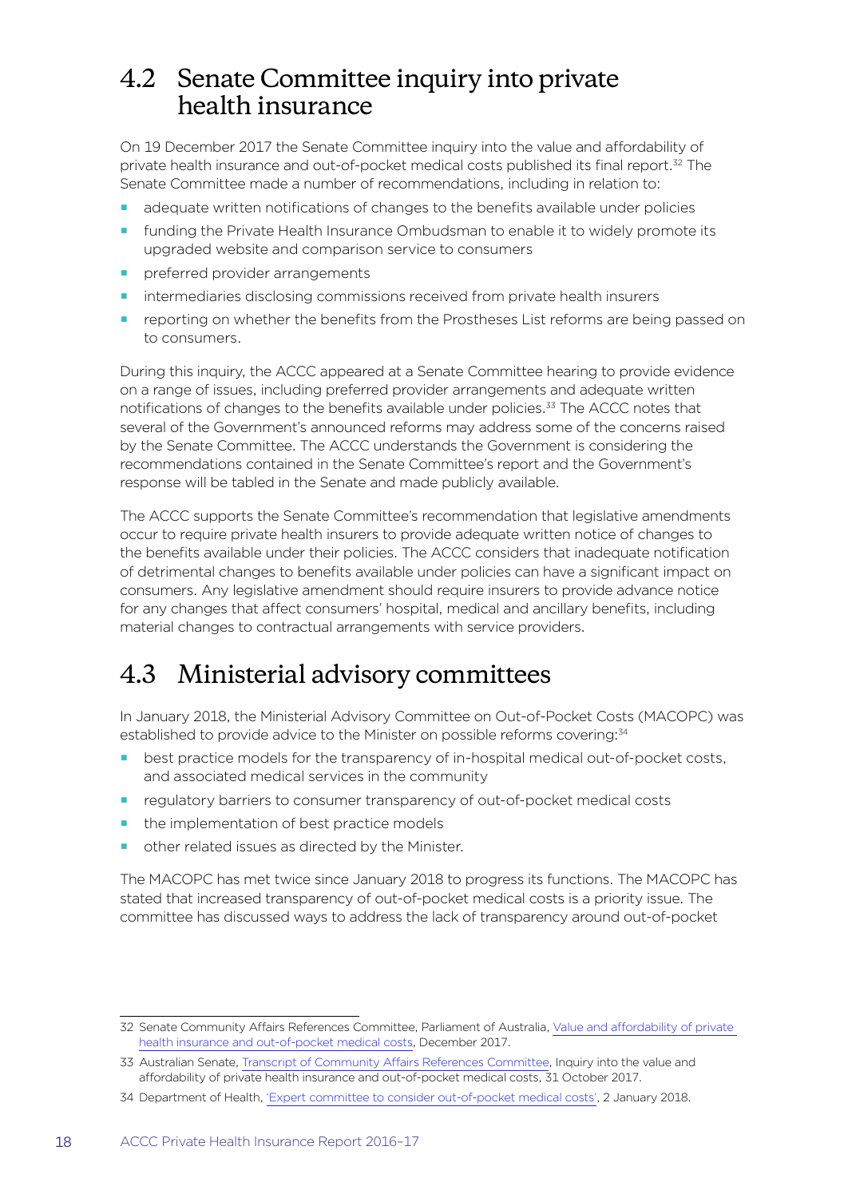## 4.2 Senate Committee inquiry into private health insurance

On 19 December 2017 the Senate Committee inquiry into the value and affordability of private health insurance and out-of-pocket medical costs published its final report.[32] The Senate Committee made a number of recommendations, including in relation to:

- adequate written notifications of changes to the benefits available under policies
- funding the Private Health Insurance Ombudsman to enable it to widely promote its upgraded website and comparison service to consumers
- preferred provider arrangements
- intermediaries disclosing commissions received from private health insurers
- reporting on whether the benefits from the Prostheses List reforms are being passed on to consumers.

During this inquiry, the ACCC appeared at a Senate Committee hearing to provide evidence on a range of issues, including preferred provider arrangements and adequate written notifications of changes to the benefits available under policies.[33] The ACCC notes that several of the Government's announced reforms may address some of the concerns raised by the Senate Committee. The ACCC understands the Government is considering the recommendations contained in the Senate Committee's report and the Government's response will be tabled in the Senate and made publicly available.

The ACCC supports the Senate Committee's recommendation that legislative amendments occur to require private health insurers to provide adequate written notice of changes to the benefits available under their policies. The ACCC considers that inadequate notification of detrimental changes to benefits available under policies can have a significant impact on consumers. Any legislative amendment should require insurers to provide advance notice for any changes that affect consumers' hospital, medical and ancillary benefits, including material changes to contractual arrangements with service providers.

## 4.3 Ministerial advisory committees

In January 2018, the Ministerial Advisory Committee on Out-of-Pocket Costs (MACOPC) was established to provide advice to the Minister on possible reforms covering:[34]

- best practice models for the transparency of in-hospital medical out-of-pocket costs, and associated medical services in the community
- regulatory barriers to consumer transparency of out-of-pocket medical costs
- the implementation of best practice models
- other related issues as directed by the Minister.

The MACOPC has met twice since January 2018 to progress its functions. The MACOPC has stated that increased transparency of out-of-pocket medical costs is a priority issue. The committee has discussed ways to address the lack of transparency around out-of-pocket

---

32 Senate Community Affairs References Committee, Parliament of Australia, Value and affordability of private health insurance and out-of-pocket medical costs, December 2017.

33 Australian Senate, Transcript of Community Affairs References Committee, Inquiry into the value and affordability of private health insurance and out-of-pocket medical costs, 31 October 2017.

34 Department of Health, 'Expert committee to consider out-of-pocket medical costs', 2 January 2018.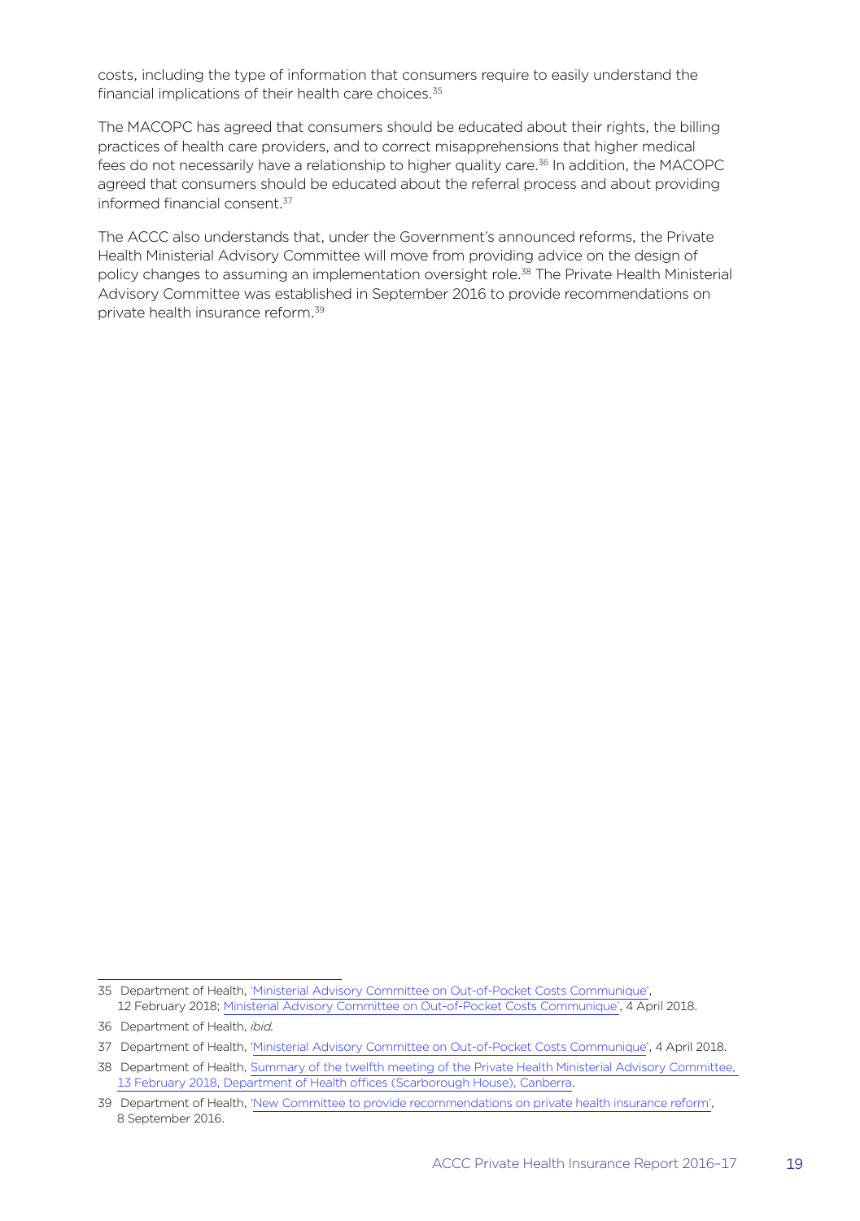costs, including the type of information that consumers require to easily understand the financial implications of their health care choices.[35]

The MACOPC has agreed that consumers should be educated about their rights, the billing practices of health care providers, and to correct misapprehensions that higher medical fees do not necessarily have a relationship to higher quality care.[36] In addition, the MACOPC agreed that consumers should be educated about the referral process and about providing informed financial consent.[37]

The ACCC also understands that, under the Government's announced reforms, the Private Health Ministerial Advisory Committee will move from providing advice on the design of policy changes to assuming an implementation oversight role.[38] The Private Health Ministerial Advisory Committee was established in September 2016 to provide recommendations on private health insurance reform.[39]

---

35 Department of Health, 'Ministerial Advisory Committee on Out-of-Pocket Costs Communique', 12 February 2018; Ministerial Advisory Committee on Out-of-Pocket Costs Communique', 4 April 2018.

36 Department of Health, *ibid.*

37 Department of Health, 'Ministerial Advisory Committee on Out-of-Pocket Costs Communique', 4 April 2018.

38 Department of Health, Summary of the twelfth meeting of the Private Health Ministerial Advisory Committee, 13 February 2018, Department of Health offices (Scarborough House), Canberra.

39 Department of Health, 'New Committee to provide recommendations on private health insurance reform', 8 September 2016.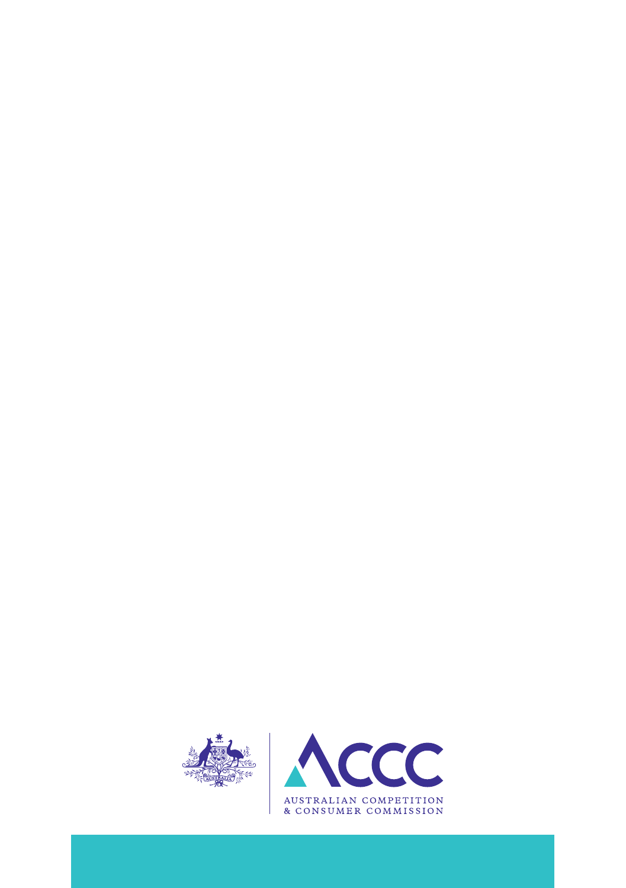ACCC

AUSTRALIAN COMPETITION
& CONSUMER COMMISSION